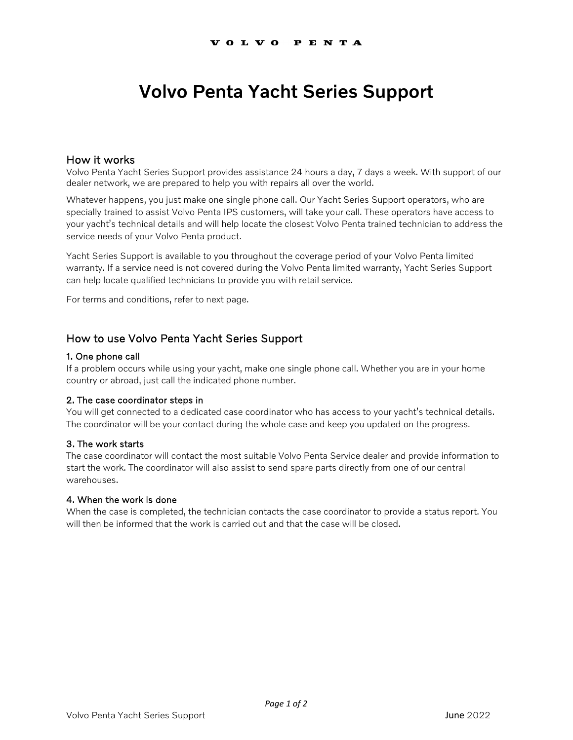VOLVO PENTA

# Volvo Penta Yacht Series Support

## How it works

Volvo Penta Yacht Series Support provides assistance 24 hours a day, 7 days a week. With support of our dealer network, we are prepared to help you with repairs all over the world.

Whatever happens, you just make one single phone call. Our Yacht Series Support operators, who are specially trained to assist Volvo Penta IPS customers, will take your call. These operators have access to your yacht's technical details and will help locate the closest Volvo Penta trained technician to address the service needs of your Volvo Penta product.

Yacht Series Support is available to you throughout the coverage period of your Volvo Penta limited warranty. If a service need is not covered during the Volvo Penta limited warranty, Yacht Series Support can help locate qualified technicians to provide you with retail service.

For terms and conditions, refer to next page.

## How to use Volvo Penta Yacht Series Support

### 1. One phone call

If a problem occurs while using your yacht, make one single phone call. Whether you are in your home country or abroad, just call the indicated phone number.

### 2. The case coordinator steps in

You will get connected to a dedicated case coordinator who has access to your yacht's technical details. The coordinator will be your contact during the whole case and keep you updated on the progress.

### 3. The work starts

The case coordinator will contact the most suitable Volvo Penta Service dealer and provide information to start the work. The coordinator will also assist to send spare parts directly from one of our central warehouses.

### 4. When the work is done

When the case is completed, the technician contacts the case coordinator to provide a status report. You will then be informed that the work is carried out and that the case will be closed.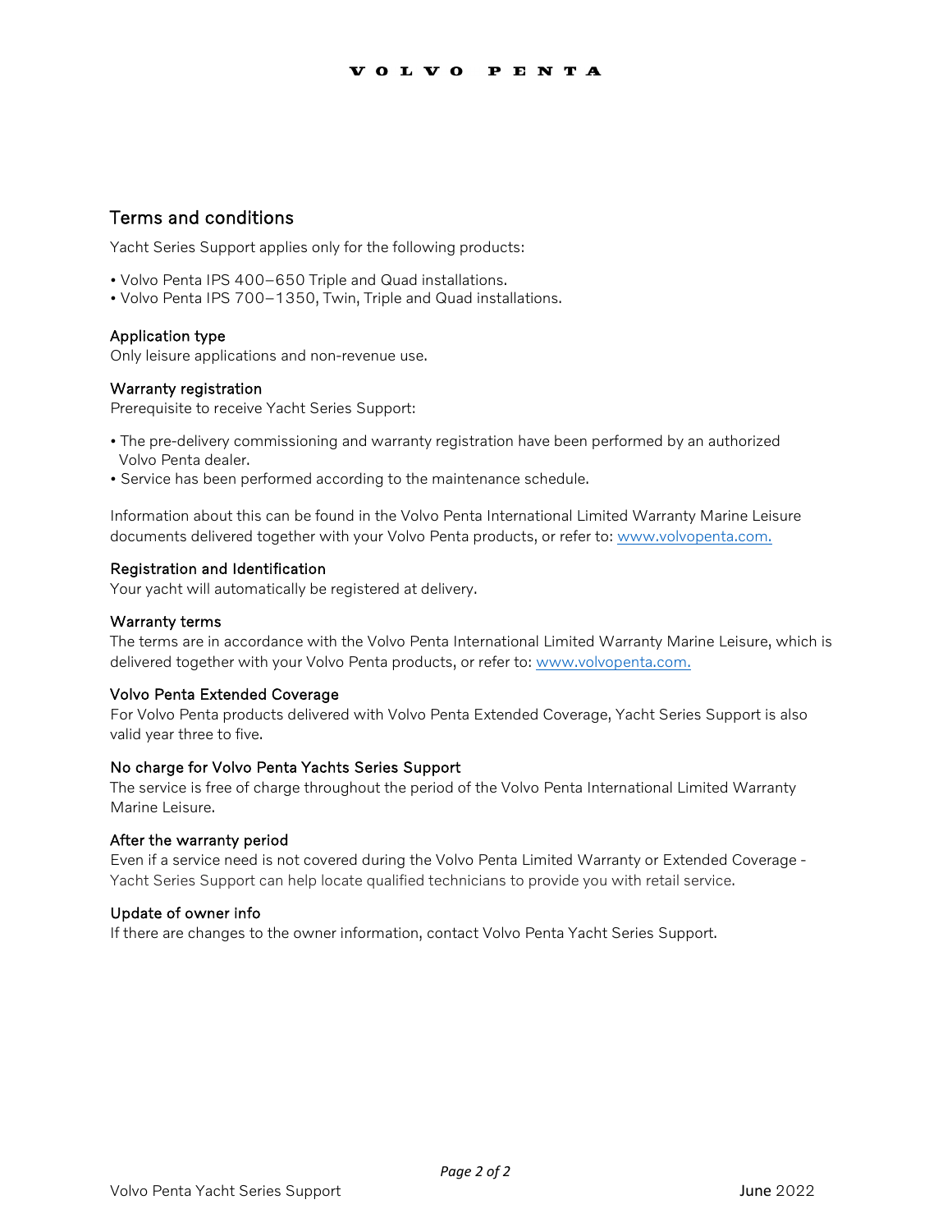## Terms and conditions

Yacht Series Support applies only for the following products:

- Volvo Penta IPS 400–650 Triple and Quad installations.
- Volvo Penta IPS 700–1350, Twin, Triple and Quad installations.

### Application type

Only leisure applications and non-revenue use.

### Warranty registration

Prerequisite to receive Yacht Series Support:

- The pre-delivery commissioning and warranty registration have been performed by an authorized Volvo Penta dealer.
- Service has been performed according to the maintenance schedule.

Information about this can be found in the Volvo Penta International Limited Warranty Marine Leisure documents delivered together with your Volvo Penta products, or refer to: www.volvopenta.com.

### Registration and Identification

Your yacht will automatically be registered at delivery.

### Warranty terms

The terms are in accordance with the Volvo Penta International Limited Warranty Marine Leisure, which is delivered together with your Volvo Penta products, or refer to: www.volvopenta.com.

### Volvo Penta Extended Coverage

For Volvo Penta products delivered with Volvo Penta Extended Coverage, Yacht Series Support is also valid year three to five.

### No charge for Volvo Penta Yachts Series Support

The service is free of charge throughout the period of the Volvo Penta International Limited Warranty Marine Leisure.

### After the warranty period

Even if a service need is not covered during the Volvo Penta Limited Warranty or Extended Coverage - Yacht Series Support can help locate qualified technicians to provide you with retail service.

### Update of owner info

If there are changes to the owner information, contact Volvo Penta Yacht Series Support.